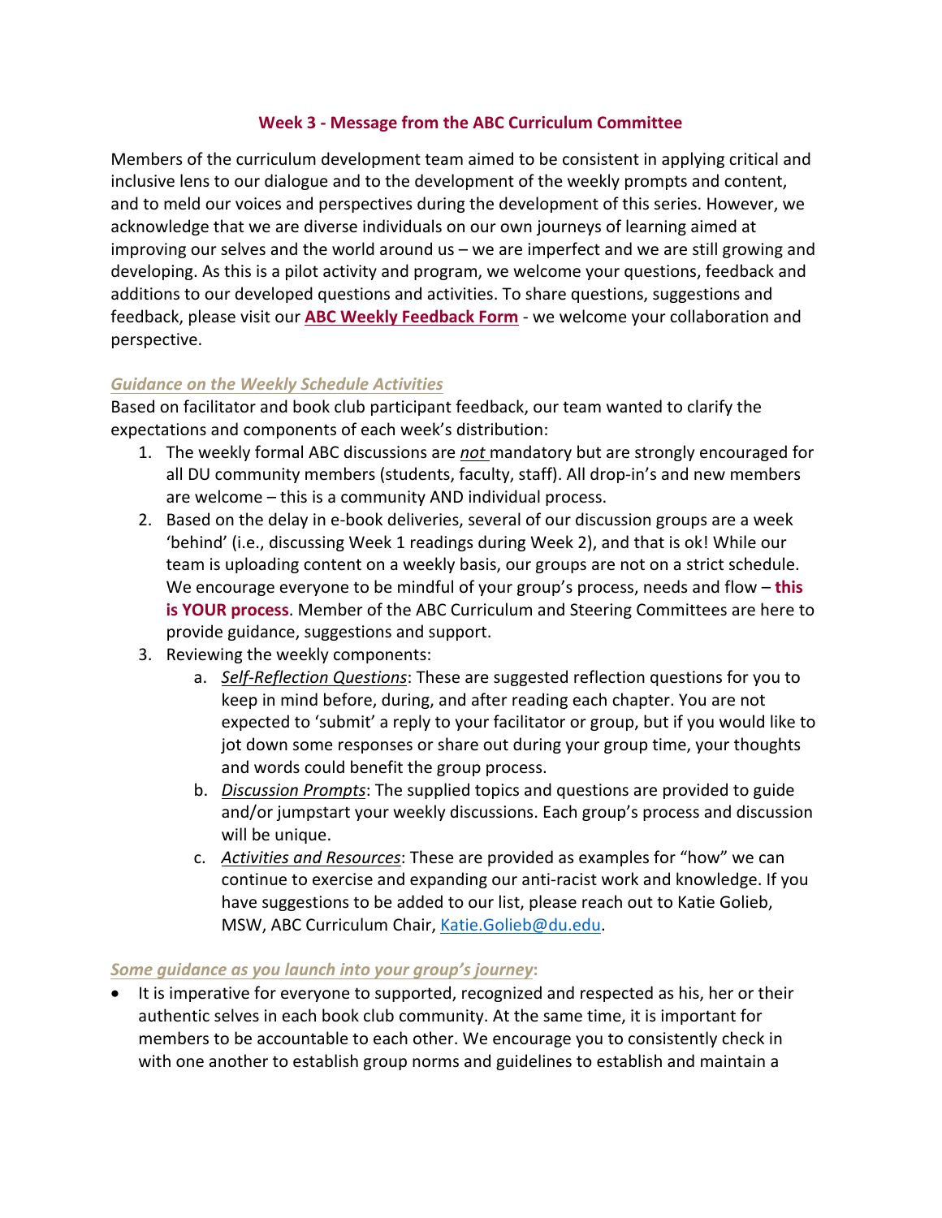## Week 3 - Message from the ABC Curriculum Committee

Members of the curriculum development team aimed to be consistent in applying critical and inclusive lens to our dialogue and to the development of the weekly prompts and content, and to meld our voices and perspectives during the development of this series. However, we acknowledge that we are diverse individuals on our own journeys of learning aimed at improving our selves and the world around us – we are imperfect and we are still growing and developing. As this is a pilot activity and program, we welcome your questions, feedback and additions to our developed questions and activities. To share questions, suggestions and feedback, please visit our **ABC Weekly Feedback Form** - we welcome your collaboration and perspective.

### *Guidance on the Weekly Schedule Activities*

Based on facilitator and book club participant feedback, our team wanted to clarify the expectations and components of each week's distribution:

1. The weekly formal ABC discussions are ***not*** mandatory but are strongly encouraged for all DU community members (students, faculty, staff). All drop-in's and new members are welcome – this is a community AND individual process.
2. Based on the delay in e-book deliveries, several of our discussion groups are a week 'behind' (i.e., discussing Week 1 readings during Week 2), and that is ok! While our team is uploading content on a weekly basis, our groups are not on a strict schedule. We encourage everyone to be mindful of your group's process, needs and flow – **this is YOUR process**. Member of the ABC Curriculum and Steering Committees are here to provide guidance, suggestions and support.
3. Reviewing the weekly components:
   a. *Self-Reflection Questions*: These are suggested reflection questions for you to keep in mind before, during, and after reading each chapter. You are not expected to 'submit' a reply to your facilitator or group, but if you would like to jot down some responses or share out during your group time, your thoughts and words could benefit the group process.
   b. *Discussion Prompts*: The supplied topics and questions are provided to guide and/or jumpstart your weekly discussions. Each group's process and discussion will be unique.
   c. *Activities and Resources*: These are provided as examples for "how" we can continue to exercise and expanding our anti-racist work and knowledge. If you have suggestions to be added to our list, please reach out to Katie Golieb, MSW, ABC Curriculum Chair, Katie.Golieb@du.edu.

### *Some guidance as you launch into your group's journey*:

- It is imperative for everyone to supported, recognized and respected as his, her or their authentic selves in each book club community. At the same time, it is important for members to be accountable to each other. We encourage you to consistently check in with one another to establish group norms and guidelines to establish and maintain a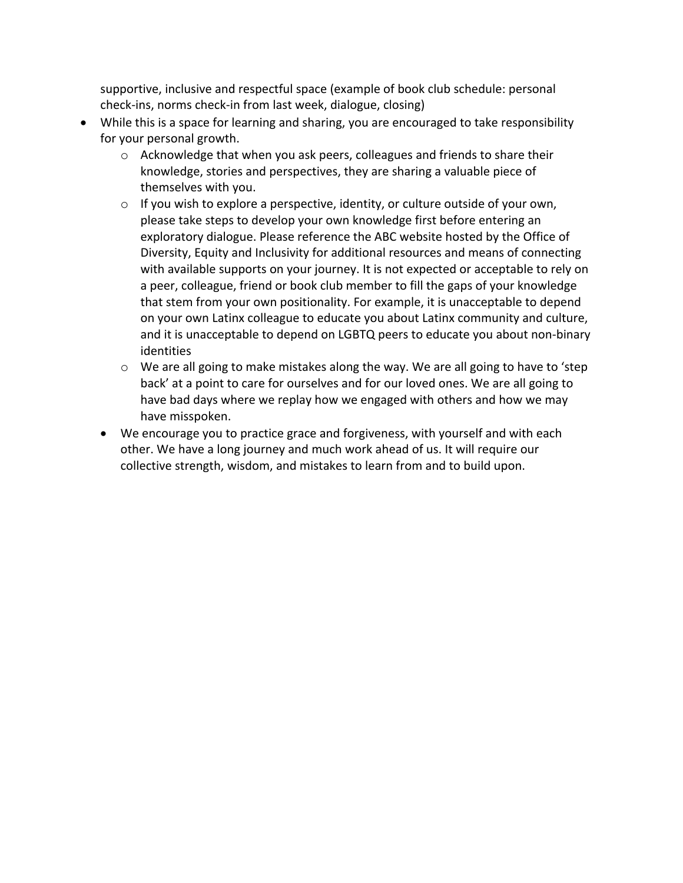supportive, inclusive and respectful space (example of book club schedule: personal check-ins, norms check-in from last week, dialogue, closing)

- While this is a space for learning and sharing, you are encouraged to take responsibility for your personal growth.
    - Acknowledge that when you ask peers, colleagues and friends to share their knowledge, stories and perspectives, they are sharing a valuable piece of themselves with you.
    - If you wish to explore a perspective, identity, or culture outside of your own, please take steps to develop your own knowledge first before entering an exploratory dialogue. Please reference the ABC website hosted by the Office of Diversity, Equity and Inclusivity for additional resources and means of connecting with available supports on your journey. It is not expected or acceptable to rely on a peer, colleague, friend or book club member to fill the gaps of your knowledge that stem from your own positionality. For example, it is unacceptable to depend on your own Latinx colleague to educate you about Latinx community and culture, and it is unacceptable to depend on LGBTQ peers to educate you about non-binary identities
    - We are all going to make mistakes along the way. We are all going to have to 'step back' at a point to care for ourselves and for our loved ones. We are all going to have bad days where we replay how we engaged with others and how we may have misspoken.
- We encourage you to practice grace and forgiveness, with yourself and with each other. We have a long journey and much work ahead of us. It will require our collective strength, wisdom, and mistakes to learn from and to build upon.